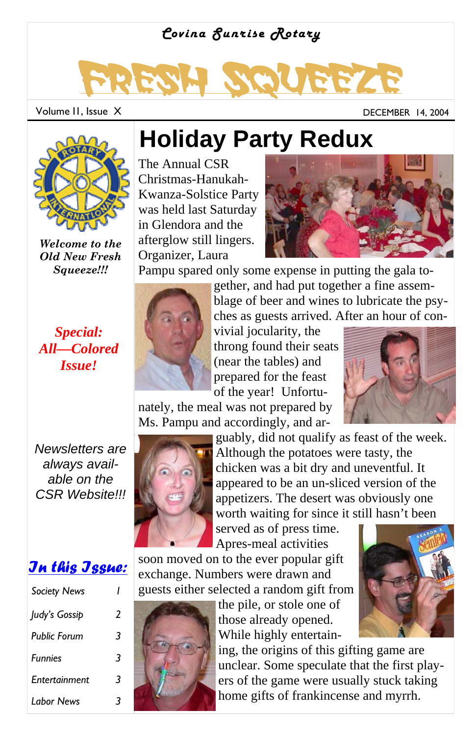Covina Sunrise Rotary

# FRESH SQUEEZE

Volume II, Issue X

DECEMBER 14, 2004

*Welcome to the Old New Fresh Squeeze!!!*

***Special: All—Colored Issue!***

*Newsletters are always available on the CSR Website!!!*

## In this Issue:

| | |
|---|---|
| Society News | 1 |
| Judy's Gossip | 2 |
| Public Forum | 3 |
| Funnies | 3 |
| Entertainment | 3 |
| Labor News | 3 |

# Holiday Party Redux

The Annual CSR Christmas-Hanukah-Kwanza-Solstice Party was held last Saturday in Glendora and the afterglow still lingers. Organizer, Laura Pampu spared only some expense in putting the gala together, and had put together a fine assemblage of beer and wines to lubricate the psyches as guests arrived. After an hour of convivial jocularity, the throng found their seats (near the tables) and prepared for the feast of the year! Unfortunately, the meal was not prepared by Ms. Pampu and accordingly, and arguably, did not qualify as feast of the week. Although the potatoes were tasty, the chicken was a bit dry and uneventful. It appeared to be an un-sliced version of the appetizers. The desert was obviously one worth waiting for since it still hasn't been served as of press time.

Apres-meal activities soon moved on to the ever popular gift exchange. Numbers were drawn and guests either selected a random gift from the pile, or stole one of those already opened. While highly entertaining, the origins of this gifting game are unclear. Some speculate that the first players of the game were usually stuck taking home gifts of frankincense and myrrh.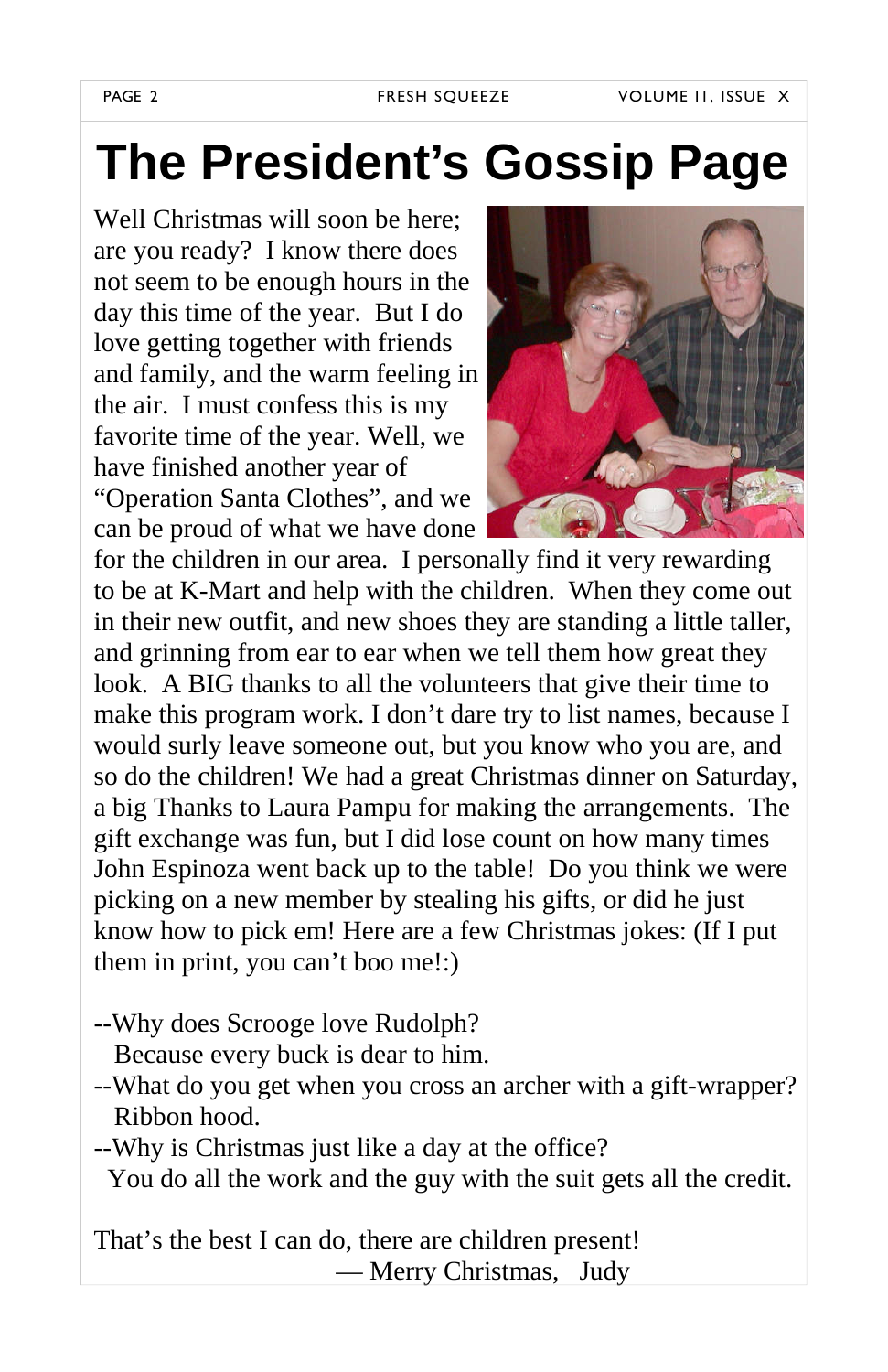# The President's Gossip Page

Well Christmas will soon be here; are you ready? I know there does not seem to be enough hours in the day this time of the year. But I do love getting together with friends and family, and the warm feeling in the air. I must confess this is my favorite time of the year. Well, we have finished another year of "Operation Santa Clothes", and we can be proud of what we have done for the children in our area. I personally find it very rewarding to be at K-Mart and help with the children. When they come out in their new outfit, and new shoes they are standing a little taller, and grinning from ear to ear when we tell them how great they look. A BIG thanks to all the volunteers that give their time to make this program work. I don't dare try to list names, because I would surly leave someone out, but you know who you are, and so do the children! We had a great Christmas dinner on Saturday, a big Thanks to Laura Pampu for making the arrangements. The gift exchange was fun, but I did lose count on how many times John Espinoza went back up to the table! Do you think we were picking on a new member by stealing his gifts, or did he just know how to pick em! Here are a few Christmas jokes: (If I put them in print, you can't boo me!:)

--Why does Scrooge love Rudolph?
Because every buck is dear to him.

--What do you get when you cross an archer with a gift-wrapper?
Ribbon hood.

--Why is Christmas just like a day at the office?
You do all the work and the guy with the suit gets all the credit.

That's the best I can do, there are children present!

— Merry Christmas, Judy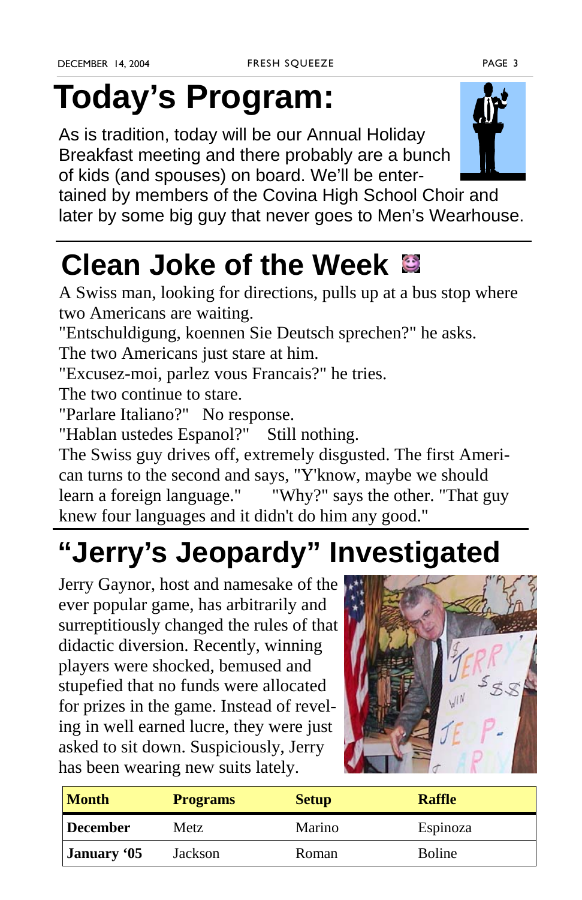# Today's Program:

As is tradition, today will be our Annual Holiday Breakfast meeting and there probably are a bunch of kids (and spouses) on board. We'll be entertained by members of the Covina High School Choir and later by some big guy that never goes to Men's Wearhouse.

# Clean Joke of the Week

A Swiss man, looking for directions, pulls up at a bus stop where two Americans are waiting.

"Entschuldigung, koennen Sie Deutsch sprechen?" he asks.

The two Americans just stare at him.

"Excusez-moi, parlez vous Francais?" he tries.

The two continue to stare.

"Parlare Italiano?" No response.

"Hablan ustedes Espanol?" Still nothing.

The Swiss guy drives off, extremely disgusted. The first American turns to the second and says, "Y'know, maybe we should learn a foreign language." "Why?" says the other. "That guy knew four languages and it didn't do him any good."

# "Jerry's Jeopardy" Investigated

Jerry Gaynor, host and namesake of the ever popular game, has arbitrarily and surreptitiously changed the rules of that didactic diversion. Recently, winning players were shocked, bemused and stupefied that no funds were allocated for prizes in the game. Instead of reveling in well earned lucre, they were just asked to sit down. Suspiciously, Jerry has been wearing new suits lately.

| Month | Programs | Setup | Raffle |
|---|---|---|---|
| December | Metz | Marino | Espinoza |
| January '05 | Jackson | Roman | Boline |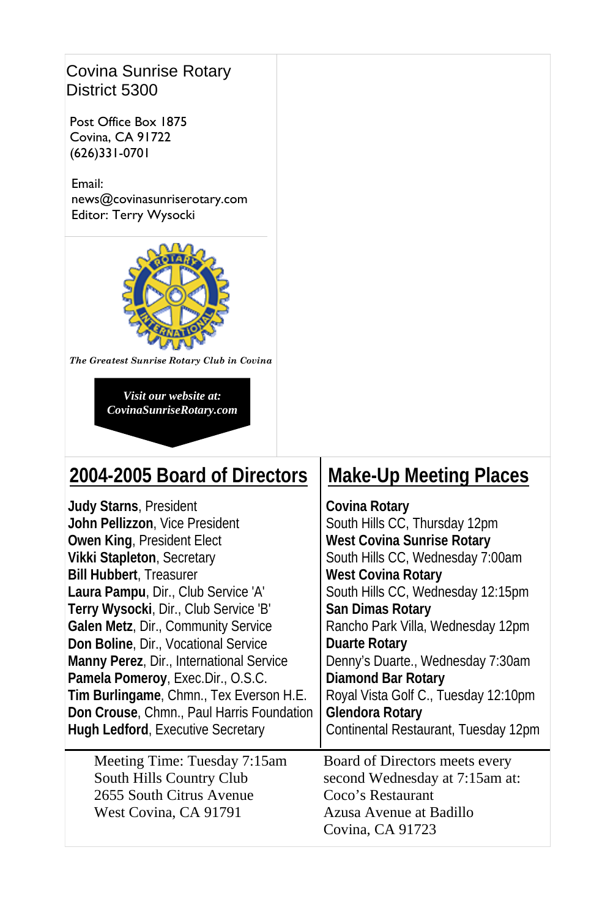Covina Sunrise Rotary
District 5300

Post Office Box 1875
Covina, CA 91722
(626)331-0701

Email:
news@covinasunriserotary.com
Editor: Terry Wysocki

*The Greatest Sunrise Rotary Club in Covina*

***Visit our website at:***
***CovinaSunriseRotary.com***

## 2004-2005 Board of Directors

**Judy Starns**, President
**John Pellizzon**, Vice President
**Owen King**, President Elect
**Vikki Stapleton**, Secretary
**Bill Hubbert**, Treasurer
**Laura Pampu**, Dir., Club Service 'A'
**Terry Wysocki**, Dir., Club Service 'B'
**Galen Metz**, Dir., Community Service
**Don Boline**, Dir., Vocational Service
**Manny Perez**, Dir., International Service
**Pamela Pomeroy**, Exec.Dir., O.S.C.
**Tim Burlingame**, Chmn., Tex Everson H.E.
**Don Crouse**, Chmn., Paul Harris Foundation
**Hugh Ledford**, Executive Secretary

## Make-Up Meeting Places

**Covina Rotary**
South Hills CC, Thursday 12pm
**West Covina Sunrise Rotary**
South Hills CC, Wednesday 7:00am
**West Covina Rotary**
South Hills CC, Wednesday 12:15pm
**San Dimas Rotary**
Rancho Park Villa, Wednesday 12pm
**Duarte Rotary**
Denny's Duarte., Wednesday 7:30am
**Diamond Bar Rotary**
Royal Vista Golf C., Tuesday 12:10pm
**Glendora Rotary**
Continental Restaurant, Tuesday 12pm

Meeting Time: Tuesday 7:15am
South Hills Country Club
2655 South Citrus Avenue
West Covina, CA 91791

Board of Directors meets every second Wednesday at 7:15am at:
Coco's Restaurant
Azusa Avenue at Badillo
Covina, CA 91723